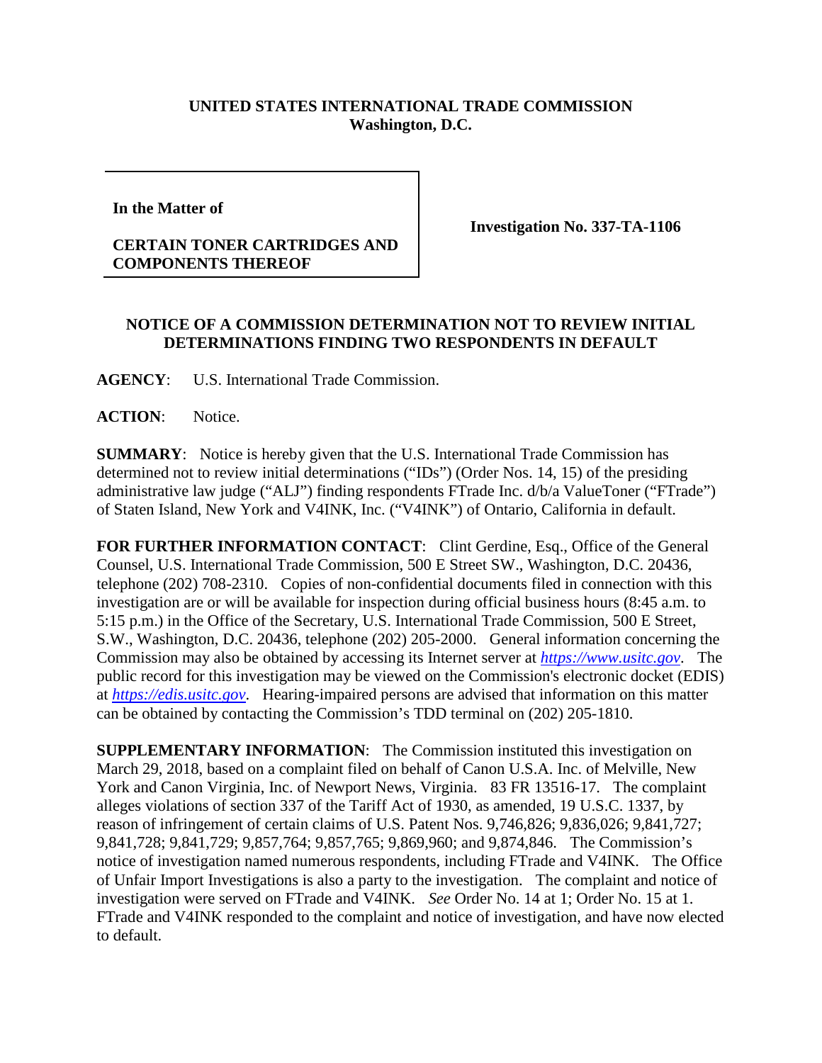**UNITED STATES INTERNATIONAL TRADE COMMISSION**
**Washington, D.C.**

| | |
|---|---|
| **In the Matter of**<br><br>**CERTAIN TONER CARTRIDGES AND COMPONENTS THEREOF** | **Investigation No. 337-TA-1106** |

**NOTICE OF A COMMISSION DETERMINATION NOT TO REVIEW INITIAL DETERMINATIONS FINDING TWO RESPONDENTS IN DEFAULT**

**AGENCY**: U.S. International Trade Commission.

**ACTION**: Notice.

**SUMMARY**: Notice is hereby given that the U.S. International Trade Commission has determined not to review initial determinations ("IDs") (Order Nos. 14, 15) of the presiding administrative law judge ("ALJ") finding respondents FTrade Inc. d/b/a ValueToner ("FTrade") of Staten Island, New York and V4INK, Inc. ("V4INK") of Ontario, California in default.

**FOR FURTHER INFORMATION CONTACT**: Clint Gerdine, Esq., Office of the General Counsel, U.S. International Trade Commission, 500 E Street SW., Washington, D.C. 20436, telephone (202) 708-2310. Copies of non-confidential documents filed in connection with this investigation are or will be available for inspection during official business hours (8:45 a.m. to 5:15 p.m.) in the Office of the Secretary, U.S. International Trade Commission, 500 E Street, S.W., Washington, D.C. 20436, telephone (202) 205-2000. General information concerning the Commission may also be obtained by accessing its Internet server at *https://www.usitc.gov*. The public record for this investigation may be viewed on the Commission's electronic docket (EDIS) at *https://edis.usitc.gov*. Hearing-impaired persons are advised that information on this matter can be obtained by contacting the Commission's TDD terminal on (202) 205-1810.

**SUPPLEMENTARY INFORMATION**: The Commission instituted this investigation on March 29, 2018, based on a complaint filed on behalf of Canon U.S.A. Inc. of Melville, New York and Canon Virginia, Inc. of Newport News, Virginia. 83 FR 13516-17. The complaint alleges violations of section 337 of the Tariff Act of 1930, as amended, 19 U.S.C. 1337, by reason of infringement of certain claims of U.S. Patent Nos. 9,746,826; 9,836,026; 9,841,727; 9,841,728; 9,841,729; 9,857,764; 9,857,765; 9,869,960; and 9,874,846. The Commission's notice of investigation named numerous respondents, including FTrade and V4INK. The Office of Unfair Import Investigations is also a party to the investigation. The complaint and notice of investigation were served on FTrade and V4INK. *See* Order No. 14 at 1; Order No. 15 at 1. FTrade and V4INK responded to the complaint and notice of investigation, and have now elected to default.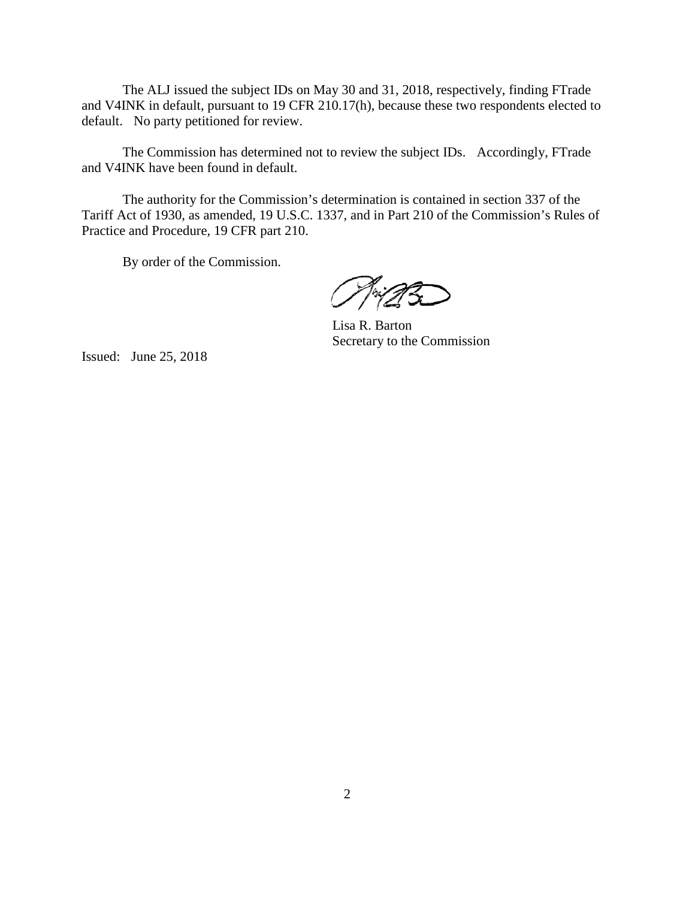The ALJ issued the subject IDs on May 30 and 31, 2018, respectively, finding FTrade and V4INK in default, pursuant to 19 CFR 210.17(h), because these two respondents elected to default. No party petitioned for review.

The Commission has determined not to review the subject IDs. Accordingly, FTrade and V4INK have been found in default.

The authority for the Commission's determination is contained in section 337 of the Tariff Act of 1930, as amended, 19 U.S.C. 1337, and in Part 210 of the Commission's Rules of Practice and Procedure, 19 CFR part 210.

By order of the Commission.

Lisa R. Barton
Secretary to the Commission

Issued: June 25, 2018